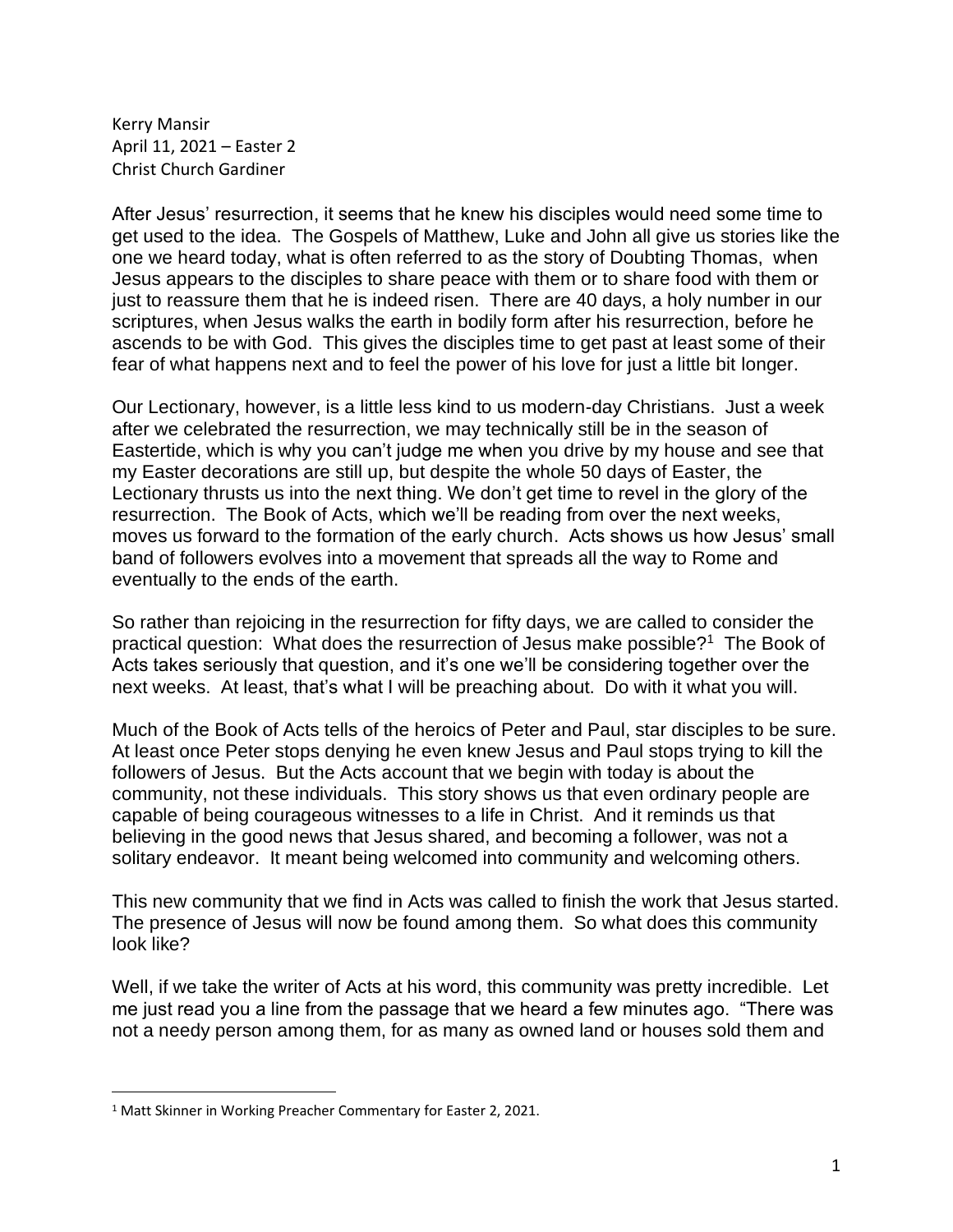Kerry Mansir
April 11, 2021 – Easter 2
Christ Church Gardiner

After Jesus' resurrection, it seems that he knew his disciples would need some time to get used to the idea. The Gospels of Matthew, Luke and John all give us stories like the one we heard today, what is often referred to as the story of Doubting Thomas, when Jesus appears to the disciples to share peace with them or to share food with them or just to reassure them that he is indeed risen. There are 40 days, a holy number in our scriptures, when Jesus walks the earth in bodily form after his resurrection, before he ascends to be with God. This gives the disciples time to get past at least some of their fear of what happens next and to feel the power of his love for just a little bit longer.

Our Lectionary, however, is a little less kind to us modern-day Christians. Just a week after we celebrated the resurrection, we may technically still be in the season of Eastertide, which is why you can't judge me when you drive by my house and see that my Easter decorations are still up, but despite the whole 50 days of Easter, the Lectionary thrusts us into the next thing. We don't get time to revel in the glory of the resurrection. The Book of Acts, which we'll be reading from over the next weeks, moves us forward to the formation of the early church. Acts shows us how Jesus' small band of followers evolves into a movement that spreads all the way to Rome and eventually to the ends of the earth.

So rather than rejoicing in the resurrection for fifty days, we are called to consider the practical question: What does the resurrection of Jesus make possible?[1] The Book of Acts takes seriously that question, and it's one we'll be considering together over the next weeks. At least, that's what I will be preaching about. Do with it what you will.

Much of the Book of Acts tells of the heroics of Peter and Paul, star disciples to be sure. At least once Peter stops denying he even knew Jesus and Paul stops trying to kill the followers of Jesus. But the Acts account that we begin with today is about the community, not these individuals. This story shows us that even ordinary people are capable of being courageous witnesses to a life in Christ. And it reminds us that believing in the good news that Jesus shared, and becoming a follower, was not a solitary endeavor. It meant being welcomed into community and welcoming others.

This new community that we find in Acts was called to finish the work that Jesus started. The presence of Jesus will now be found among them. So what does this community look like?

Well, if we take the writer of Acts at his word, this community was pretty incredible. Let me just read you a line from the passage that we heard a few minutes ago. "There was not a needy person among them, for as many as owned land or houses sold them and

[1] Matt Skinner in Working Preacher Commentary for Easter 2, 2021.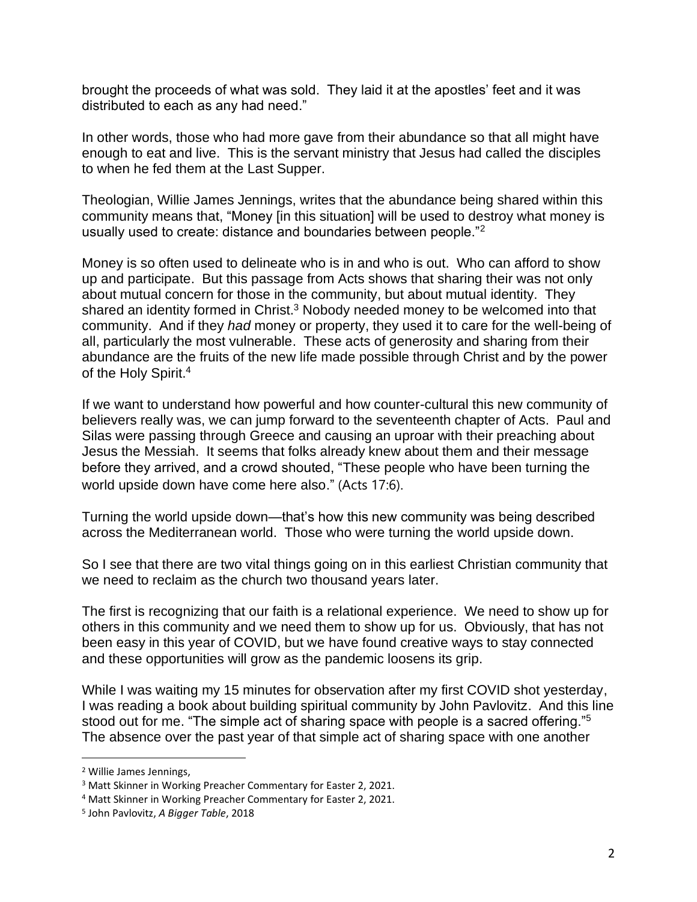brought the proceeds of what was sold. They laid it at the apostles' feet and it was distributed to each as any had need."

In other words, those who had more gave from their abundance so that all might have enough to eat and live. This is the servant ministry that Jesus had called the disciples to when he fed them at the Last Supper.

Theologian, Willie James Jennings, writes that the abundance being shared within this community means that, "Money [in this situation] will be used to destroy what money is usually used to create: distance and boundaries between people."[2]

Money is so often used to delineate who is in and who is out. Who can afford to show up and participate. But this passage from Acts shows that sharing their was not only about mutual concern for those in the community, but about mutual identity. They shared an identity formed in Christ.[3] Nobody needed money to be welcomed into that community. And if they *had* money or property, they used it to care for the well-being of all, particularly the most vulnerable. These acts of generosity and sharing from their abundance are the fruits of the new life made possible through Christ and by the power of the Holy Spirit.[4]

If we want to understand how powerful and how counter-cultural this new community of believers really was, we can jump forward to the seventeenth chapter of Acts. Paul and Silas were passing through Greece and causing an uproar with their preaching about Jesus the Messiah. It seems that folks already knew about them and their message before they arrived, and a crowd shouted, "These people who have been turning the world upside down have come here also." (Acts 17:6).

Turning the world upside down—that's how this new community was being described across the Mediterranean world. Those who were turning the world upside down.

So I see that there are two vital things going on in this earliest Christian community that we need to reclaim as the church two thousand years later.

The first is recognizing that our faith is a relational experience. We need to show up for others in this community and we need them to show up for us. Obviously, that has not been easy in this year of COVID, but we have found creative ways to stay connected and these opportunities will grow as the pandemic loosens its grip.

While I was waiting my 15 minutes for observation after my first COVID shot yesterday, I was reading a book about building spiritual community by John Pavlovitz. And this line stood out for me. "The simple act of sharing space with people is a sacred offering."[5] The absence over the past year of that simple act of sharing space with one another

---

[2] Willie James Jennings,

[3] Matt Skinner in Working Preacher Commentary for Easter 2, 2021.

[4] Matt Skinner in Working Preacher Commentary for Easter 2, 2021.

[5] John Pavlovitz, *A Bigger Table*, 2018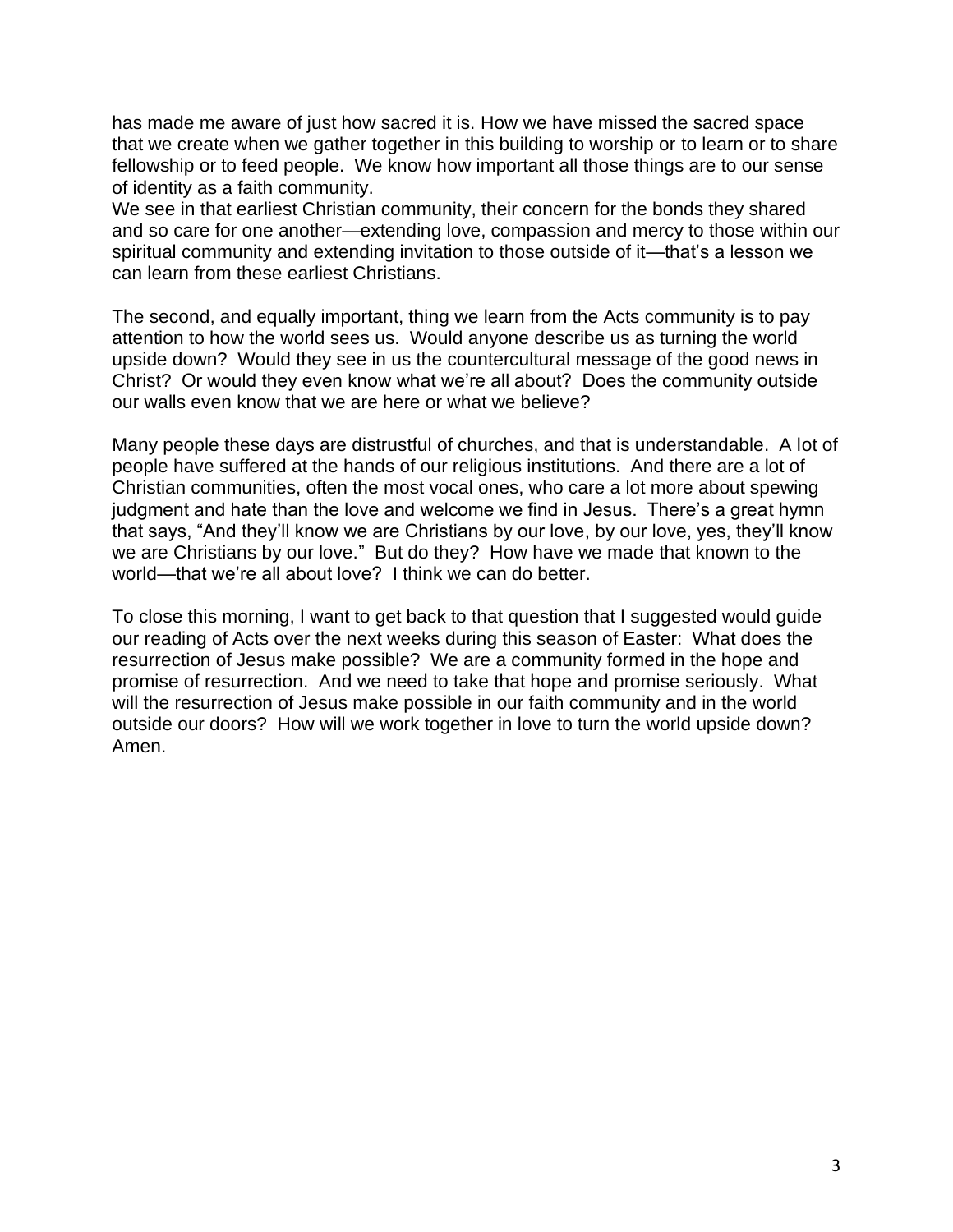has made me aware of just how sacred it is. How we have missed the sacred space that we create when we gather together in this building to worship or to learn or to share fellowship or to feed people. We know how important all those things are to our sense of identity as a faith community.
We see in that earliest Christian community, their concern for the bonds they shared and so care for one another—extending love, compassion and mercy to those within our spiritual community and extending invitation to those outside of it—that's a lesson we can learn from these earliest Christians.

The second, and equally important, thing we learn from the Acts community is to pay attention to how the world sees us. Would anyone describe us as turning the world upside down? Would they see in us the countercultural message of the good news in Christ? Or would they even know what we're all about? Does the community outside our walls even know that we are here or what we believe?

Many people these days are distrustful of churches, and that is understandable. A lot of people have suffered at the hands of our religious institutions. And there are a lot of Christian communities, often the most vocal ones, who care a lot more about spewing judgment and hate than the love and welcome we find in Jesus. There's a great hymn that says, "And they'll know we are Christians by our love, by our love, yes, they'll know we are Christians by our love." But do they? How have we made that known to the world—that we're all about love? I think we can do better.

To close this morning, I want to get back to that question that I suggested would guide our reading of Acts over the next weeks during this season of Easter: What does the resurrection of Jesus make possible? We are a community formed in the hope and promise of resurrection. And we need to take that hope and promise seriously. What will the resurrection of Jesus make possible in our faith community and in the world outside our doors? How will we work together in love to turn the world upside down? Amen.